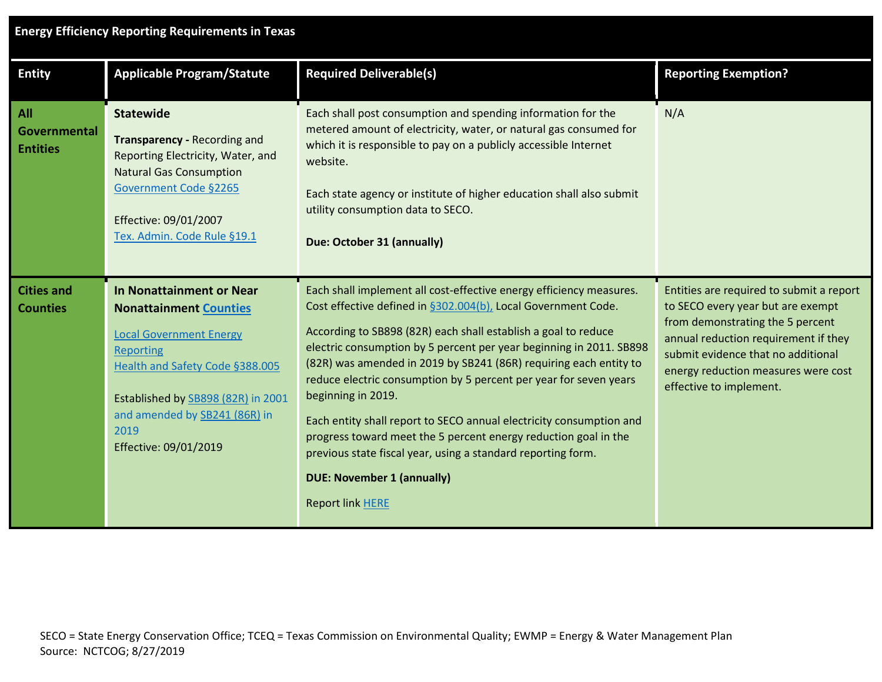## Energy Efficiency Reporting Requirements in Texas

| Entity | Applicable Program/Statute | Required Deliverable(s) | Reporting Exemption? |
|---|---|---|---|
| **All Governmental Entities** | **Statewide**<br><br>**Transparency -** Recording and Reporting Electricity, Water, and Natural Gas Consumption Government Code §2265<br><br>Effective: 09/01/2007<br>Tex. Admin. Code Rule §19.1 | Each shall post consumption and spending information for the metered amount of electricity, water, or natural gas consumed for which it is responsible to pay on a publicly accessible Internet website.<br><br>Each state agency or institute of higher education shall also submit utility consumption data to SECO.<br><br>**Due: October 31 (annually)** | N/A |
| **Cities and Counties** | **In Nonattainment or Near Nonattainment Counties**<br><br>Local Government Energy Reporting<br>Health and Safety Code §388.005<br><br>Established by SB898 (82R) in 2001 and amended by SB241 (86R) in 2019<br>Effective: 09/01/2019 | Each shall implement all cost-effective energy efficiency measures. Cost effective defined in §302.004(b), Local Government Code.<br><br>According to SB898 (82R) each shall establish a goal to reduce electric consumption by 5 percent per year beginning in 2011. SB898 (82R) was amended in 2019 by SB241 (86R) requiring each entity to reduce electric consumption by 5 percent per year for seven years beginning in 2019.<br><br>Each entity shall report to SECO annual electricity consumption and progress toward meet the 5 percent energy reduction goal in the previous state fiscal year, using a standard reporting form.<br><br>**DUE: November 1 (annually)**<br><br>Report link HERE | Entities are required to submit a report to SECO every year but are exempt from demonstrating the 5 percent annual reduction requirement if they submit evidence that no additional energy reduction measures were cost effective to implement. |

SECO = State Energy Conservation Office; TCEQ = Texas Commission on Environmental Quality; EWMP = Energy & Water Management Plan
Source: NCTCOG; 8/27/2019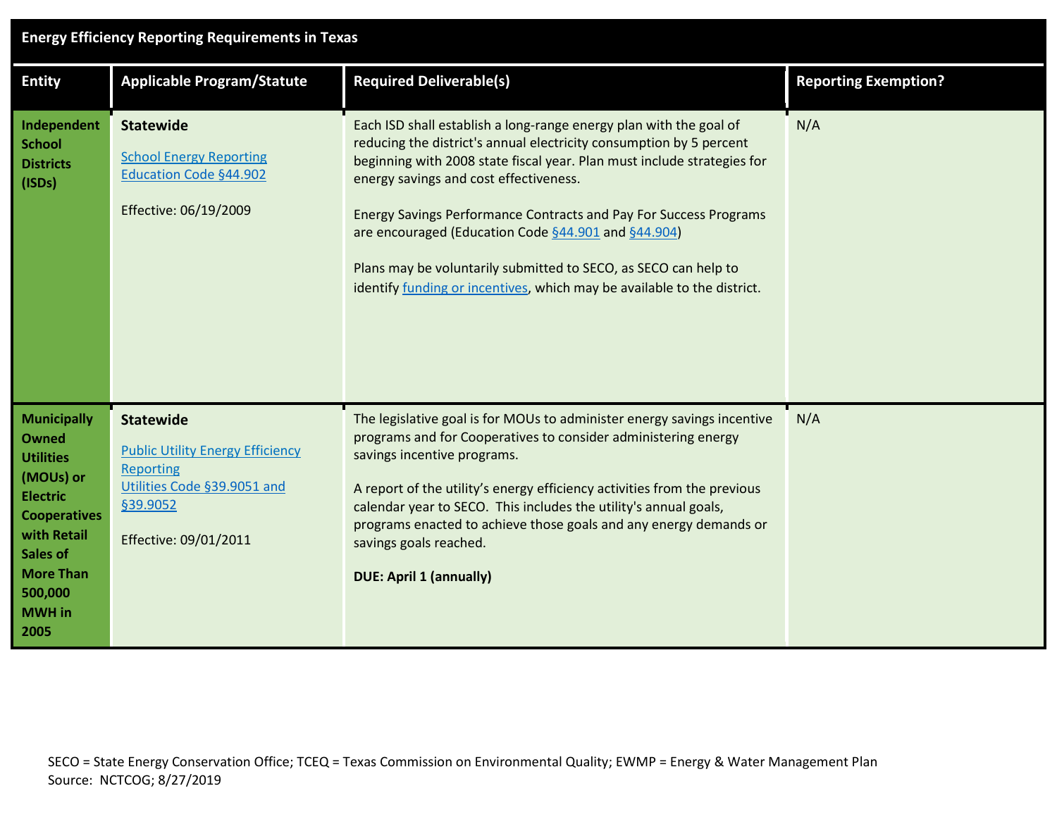| Energy Efficiency Reporting Requirements in Texas | | | |
|---|---|---|---|
| **Entity** | **Applicable Program/Statute** | **Required Deliverable(s)** | **Reporting Exemption?** |
| **Independent School Districts (ISDs)** | **Statewide**<br><br>School Energy Reporting<br>Education Code §44.902<br><br>Effective: 06/19/2009 | Each ISD shall establish a long-range energy plan with the goal of reducing the district's annual electricity consumption by 5 percent beginning with 2008 state fiscal year. Plan must include strategies for energy savings and cost effectiveness.<br><br>Energy Savings Performance Contracts and Pay For Success Programs are encouraged (Education Code §44.901 and §44.904)<br><br>Plans may be voluntarily submitted to SECO, as SECO can help to identify funding or incentives, which may be available to the district. | N/A |
| **Municipally Owned Utilities (MOUs) or Electric Cooperatives with Retail Sales of More Than 500,000 MWH in 2005** | **Statewide**<br><br>Public Utility Energy Efficiency Reporting<br>Utilities Code §39.9051 and §39.9052<br><br>Effective: 09/01/2011 | The legislative goal is for MOUs to administer energy savings incentive programs and for Cooperatives to consider administering energy savings incentive programs.<br><br>A report of the utility's energy efficiency activities from the previous calendar year to SECO. This includes the utility's annual goals, programs enacted to achieve those goals and any energy demands or savings goals reached.<br><br>**DUE: April 1 (annually)** | N/A |

SECO = State Energy Conservation Office; TCEQ = Texas Commission on Environmental Quality; EWMP = Energy & Water Management Plan
Source: NCTCOG; 8/27/2019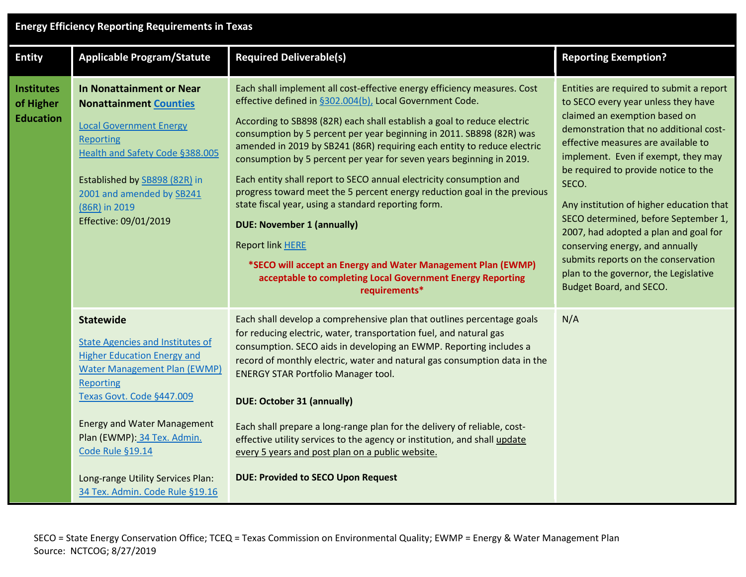**Energy Efficiency Reporting Requirements in Texas**

| Entity | Applicable Program/Statute | Required Deliverable(s) | Reporting Exemption? |
|---|---|---|---|
| **Institutes of Higher Education** | **In Nonattainment or Near Nonattainment Counties**<br><br>Local Government Energy Reporting<br>Health and Safety Code §388.005<br><br>Established by SB898 (82R) in 2001 and amended by SB241 (86R) in 2019<br>Effective: 09/01/2019 | Each shall implement all cost-effective energy efficiency measures. Cost effective defined in §302.004(b), Local Government Code.<br><br>According to SB898 (82R) each shall establish a goal to reduce electric consumption by 5 percent per year beginning in 2011. SB898 (82R) was amended in 2019 by SB241 (86R) requiring each entity to reduce electric consumption by 5 percent per year for seven years beginning in 2019.<br><br>Each entity shall report to SECO annual electricity consumption and progress toward meet the 5 percent energy reduction goal in the previous state fiscal year, using a standard reporting form.<br><br>**DUE: November 1 (annually)**<br><br>Report link HERE<br><br>***SECO will accept an Energy and Water Management Plan (EWMP) acceptable to completing Local Government Energy Reporting requirements*** | Entities are required to submit a report to SECO every year unless they have claimed an exemption based on demonstration that no additional cost-effective measures are available to implement. Even if exempt, they may be required to provide notice to the SECO.<br><br>Any institution of higher education that SECO determined, before September 1, 2007, had adopted a plan and goal for conserving energy, and annually submits reports on the conservation plan to the governor, the Legislative Budget Board, and SECO. |
| | **Statewide**<br><br>State Agencies and Institutes of Higher Education Energy and Water Management Plan (EWMP) Reporting<br>Texas Govt. Code §447.009<br><br>Energy and Water Management Plan (EWMP): 34 Tex. Admin. Code Rule §19.14<br><br>Long-range Utility Services Plan: 34 Tex. Admin. Code Rule §19.16 | Each shall develop a comprehensive plan that outlines percentage goals for reducing electric, water, transportation fuel, and natural gas consumption. SECO aids in developing an EWMP. Reporting includes a record of monthly electric, water and natural gas consumption data in the ENERGY STAR Portfolio Manager tool.<br><br>**DUE: October 31 (annually)**<br><br>Each shall prepare a long-range plan for the delivery of reliable, cost-effective utility services to the agency or institution, and shall update every 5 years and post plan on a public website.<br><br>**DUE: Provided to SECO Upon Request** | N/A |

SECO = State Energy Conservation Office; TCEQ = Texas Commission on Environmental Quality; EWMP = Energy & Water Management Plan
Source: NCTCOG; 8/27/2019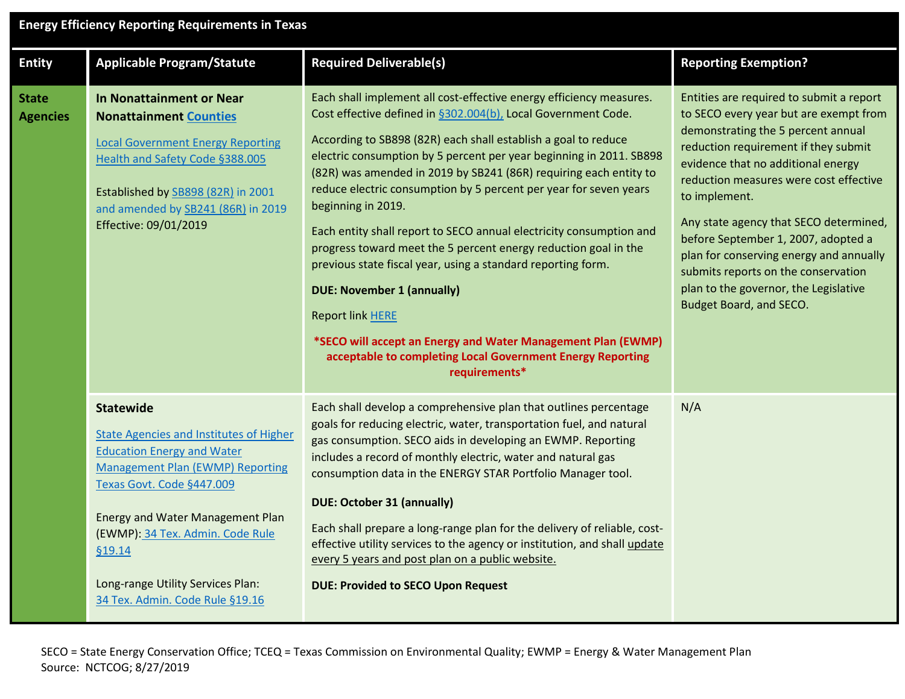| Energy Efficiency Reporting Requirements in Texas | | | |
|---|---|---|---|
| **Entity** | **Applicable Program/Statute** | **Required Deliverable(s)** | **Reporting Exemption?** |
| **State Agencies** | **In Nonattainment or Near Nonattainment Counties**<br><br>Local Government Energy Reporting Health and Safety Code §388.005<br><br>Established by SB898 (82R) in 2001 and amended by SB241 (86R) in 2019<br>Effective: 09/01/2019 | Each shall implement all cost-effective energy efficiency measures. Cost effective defined in §302.004(b), Local Government Code.<br><br>According to SB898 (82R) each shall establish a goal to reduce electric consumption by 5 percent per year beginning in 2011. SB898 (82R) was amended in 2019 by SB241 (86R) requiring each entity to reduce electric consumption by 5 percent per year for seven years beginning in 2019.<br><br>Each entity shall report to SECO annual electricity consumption and progress toward meet the 5 percent energy reduction goal in the previous state fiscal year, using a standard reporting form.<br><br>**DUE: November 1 (annually)**<br><br>Report link HERE<br><br>***SECO will accept an Energy and Water Management Plan (EWMP) acceptable to completing Local Government Energy Reporting requirements*** | Entities are required to submit a report to SECO every year but are exempt from demonstrating the 5 percent annual reduction requirement if they submit evidence that no additional energy reduction measures were cost effective to implement.<br><br>Any state agency that SECO determined, before September 1, 2007, adopted a plan for conserving energy and annually submits reports on the conservation plan to the governor, the Legislative Budget Board, and SECO. |
| | **Statewide**<br><br>State Agencies and Institutes of Higher Education Energy and Water Management Plan (EWMP) Reporting Texas Govt. Code §447.009<br><br>Energy and Water Management Plan (EWMP): 34 Tex. Admin. Code Rule §19.14<br><br>Long-range Utility Services Plan: 34 Tex. Admin. Code Rule §19.16 | Each shall develop a comprehensive plan that outlines percentage goals for reducing electric, water, transportation fuel, and natural gas consumption. SECO aids in developing an EWMP. Reporting includes a record of monthly electric, water and natural gas consumption data in the ENERGY STAR Portfolio Manager tool.<br><br>**DUE: October 31 (annually)**<br><br>Each shall prepare a long-range plan for the delivery of reliable, cost-effective utility services to the agency or institution, and shall update every 5 years and post plan on a public website.<br><br>**DUE: Provided to SECO Upon Request** | N/A |

SECO = State Energy Conservation Office; TCEQ = Texas Commission on Environmental Quality; EWMP = Energy & Water Management Plan
Source: NCTCOG; 8/27/2019